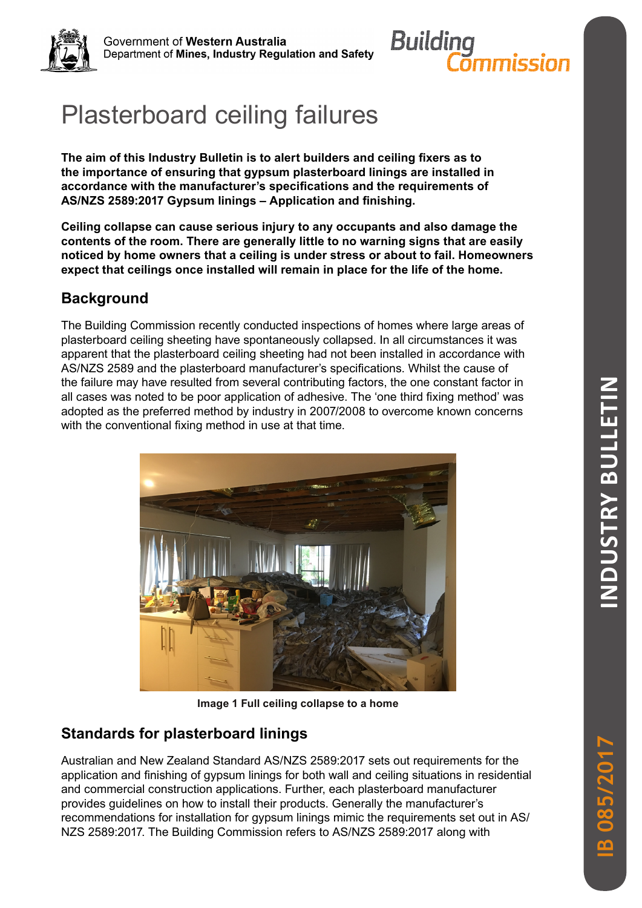Government of **Western Australia**
Department of **Mines, Industry Regulation and Safety**

# Plasterboard ceiling failures

**The aim of this Industry Bulletin is to alert builders and ceiling fixers as to the importance of ensuring that gypsum plasterboard linings are installed in accordance with the manufacturer's specifications and the requirements of AS/NZS 2589:2017 Gypsum linings – Application and finishing.**

**Ceiling collapse can cause serious injury to any occupants and also damage the contents of the room. There are generally little to no warning signs that are easily noticed by home owners that a ceiling is under stress or about to fail. Homeowners expect that ceilings once installed will remain in place for the life of the home.**

## Background

The Building Commission recently conducted inspections of homes where large areas of plasterboard ceiling sheeting have spontaneously collapsed. In all circumstances it was apparent that the plasterboard ceiling sheeting had not been installed in accordance with AS/NZS 2589 and the plasterboard manufacturer's specifications. Whilst the cause of the failure may have resulted from several contributing factors, the one constant factor in all cases was noted to be poor application of adhesive. The 'one third fixing method' was adopted as the preferred method by industry in 2007/2008 to overcome known concerns with the conventional fixing method in use at that time.

**Image 1 Full ceiling collapse to a home**

## Standards for plasterboard linings

Australian and New Zealand Standard AS/NZS 2589:2017 sets out requirements for the application and finishing of gypsum linings for both wall and ceiling situations in residential and commercial construction applications. Further, each plasterboard manufacturer provides guidelines on how to install their products. Generally the manufacturer's recommendations for installation for gypsum linings mimic the requirements set out in AS/NZS 2589:2017. The Building Commission refers to AS/NZS 2589:2017 along with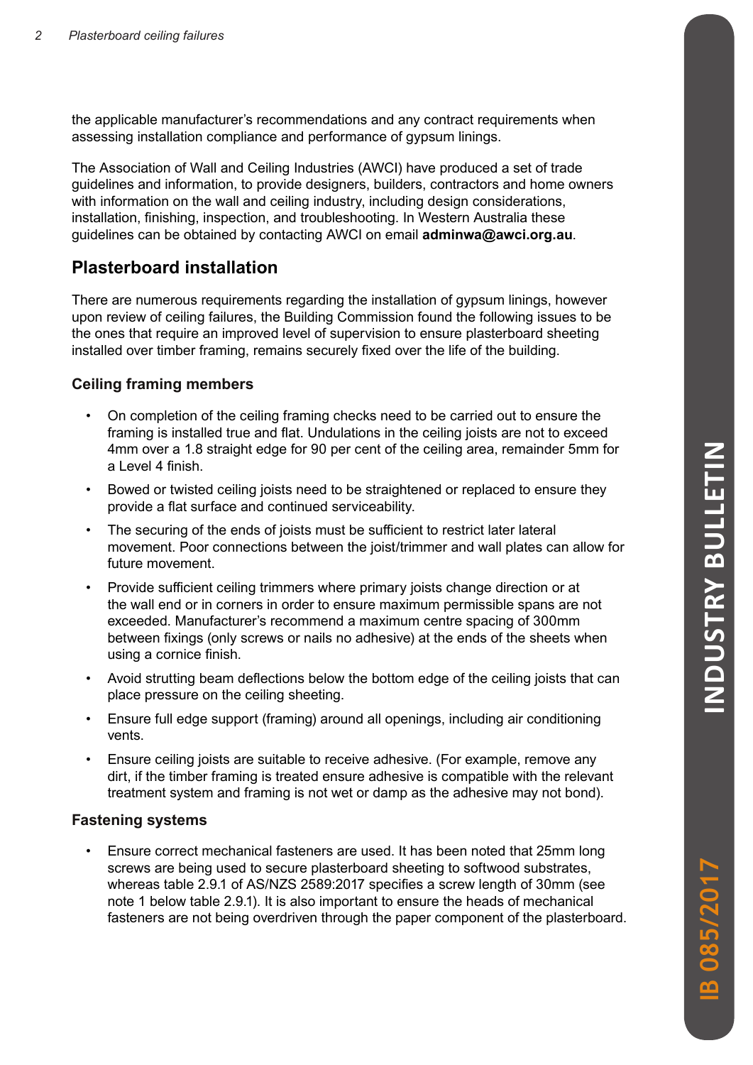the applicable manufacturer's recommendations and any contract requirements when assessing installation compliance and performance of gypsum linings.

The Association of Wall and Ceiling Industries (AWCI) have produced a set of trade guidelines and information, to provide designers, builders, contractors and home owners with information on the wall and ceiling industry, including design considerations, installation, finishing, inspection, and troubleshooting. In Western Australia these guidelines can be obtained by contacting AWCI on email **adminwa@awci.org.au**.

## Plasterboard installation

There are numerous requirements regarding the installation of gypsum linings, however upon review of ceiling failures, the Building Commission found the following issues to be the ones that require an improved level of supervision to ensure plasterboard sheeting installed over timber framing, remains securely fixed over the life of the building.

### Ceiling framing members

- On completion of the ceiling framing checks need to be carried out to ensure the framing is installed true and flat. Undulations in the ceiling joists are not to exceed 4mm over a 1.8 straight edge for 90 per cent of the ceiling area, remainder 5mm for a Level 4 finish.
- Bowed or twisted ceiling joists need to be straightened or replaced to ensure they provide a flat surface and continued serviceability.
- The securing of the ends of joists must be sufficient to restrict later lateral movement. Poor connections between the joist/trimmer and wall plates can allow for future movement.
- Provide sufficient ceiling trimmers where primary joists change direction or at the wall end or in corners in order to ensure maximum permissible spans are not exceeded. Manufacturer's recommend a maximum centre spacing of 300mm between fixings (only screws or nails no adhesive) at the ends of the sheets when using a cornice finish.
- Avoid strutting beam deflections below the bottom edge of the ceiling joists that can place pressure on the ceiling sheeting.
- Ensure full edge support (framing) around all openings, including air conditioning vents.
- Ensure ceiling joists are suitable to receive adhesive. (For example, remove any dirt, if the timber framing is treated ensure adhesive is compatible with the relevant treatment system and framing is not wet or damp as the adhesive may not bond).

### Fastening systems

- Ensure correct mechanical fasteners are used. It has been noted that 25mm long screws are being used to secure plasterboard sheeting to softwood substrates, whereas table 2.9.1 of AS/NZS 2589:2017 specifies a screw length of 30mm (see note 1 below table 2.9.1). It is also important to ensure the heads of mechanical fasteners are not being overdriven through the paper component of the plasterboard.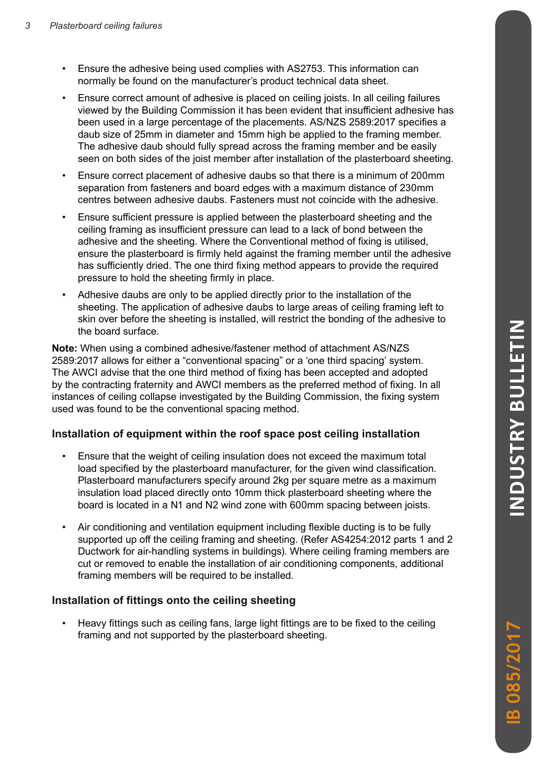- Ensure the adhesive being used complies with AS2753. This information can normally be found on the manufacturer's product technical data sheet.
- Ensure correct amount of adhesive is placed on ceiling joists. In all ceiling failures viewed by the Building Commission it has been evident that insufficient adhesive has been used in a large percentage of the placements. AS/NZS 2589:2017 specifies a daub size of 25mm in diameter and 15mm high be applied to the framing member. The adhesive daub should fully spread across the framing member and be easily seen on both sides of the joist member after installation of the plasterboard sheeting.
- Ensure correct placement of adhesive daubs so that there is a minimum of 200mm separation from fasteners and board edges with a maximum distance of 230mm centres between adhesive daubs. Fasteners must not coincide with the adhesive.
- Ensure sufficient pressure is applied between the plasterboard sheeting and the ceiling framing as insufficient pressure can lead to a lack of bond between the adhesive and the sheeting. Where the Conventional method of fixing is utilised, ensure the plasterboard is firmly held against the framing member until the adhesive has sufficiently dried. The one third fixing method appears to provide the required pressure to hold the sheeting firmly in place.
- Adhesive daubs are only to be applied directly prior to the installation of the sheeting. The application of adhesive daubs to large areas of ceiling framing left to skin over before the sheeting is installed, will restrict the bonding of the adhesive to the board surface.

**Note:** When using a combined adhesive/fastener method of attachment AS/NZS 2589:2017 allows for either a "conventional spacing" or a 'one third spacing' system. The AWCI advise that the one third method of fixing has been accepted and adopted by the contracting fraternity and AWCI members as the preferred method of fixing. In all instances of ceiling collapse investigated by the Building Commission, the fixing system used was found to be the conventional spacing method.

### Installation of equipment within the roof space post ceiling installation

- Ensure that the weight of ceiling insulation does not exceed the maximum total load specified by the plasterboard manufacturer, for the given wind classification. Plasterboard manufacturers specify around 2kg per square metre as a maximum insulation load placed directly onto 10mm thick plasterboard sheeting where the board is located in a N1 and N2 wind zone with 600mm spacing between joists.
- Air conditioning and ventilation equipment including flexible ducting is to be fully supported up off the ceiling framing and sheeting. (Refer AS4254:2012 parts 1 and 2 Ductwork for air-handling systems in buildings). Where ceiling framing members are cut or removed to enable the installation of air conditioning components, additional framing members will be required to be installed.

### Installation of fittings onto the ceiling sheeting

- Heavy fittings such as ceiling fans, large light fittings are to be fixed to the ceiling framing and not supported by the plasterboard sheeting.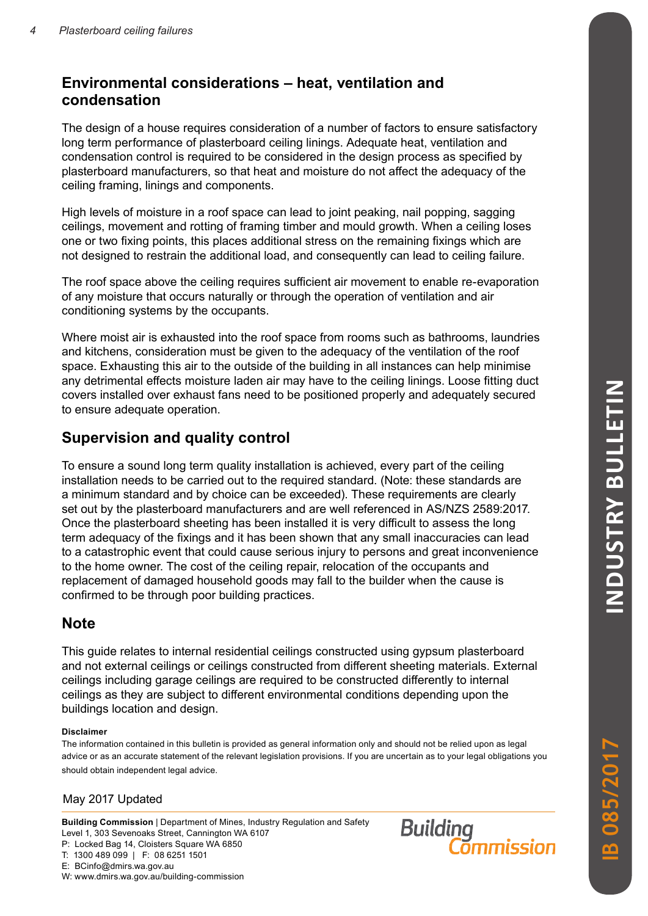## Environmental considerations – heat, ventilation and condensation

The design of a house requires consideration of a number of factors to ensure satisfactory long term performance of plasterboard ceiling linings. Adequate heat, ventilation and condensation control is required to be considered in the design process as specified by plasterboard manufacturers, so that heat and moisture do not affect the adequacy of the ceiling framing, linings and components.

High levels of moisture in a roof space can lead to joint peaking, nail popping, sagging ceilings, movement and rotting of framing timber and mould growth. When a ceiling loses one or two fixing points, this places additional stress on the remaining fixings which are not designed to restrain the additional load, and consequently can lead to ceiling failure.

The roof space above the ceiling requires sufficient air movement to enable re-evaporation of any moisture that occurs naturally or through the operation of ventilation and air conditioning systems by the occupants.

Where moist air is exhausted into the roof space from rooms such as bathrooms, laundries and kitchens, consideration must be given to the adequacy of the ventilation of the roof space. Exhausting this air to the outside of the building in all instances can help minimise any detrimental effects moisture laden air may have to the ceiling linings. Loose fitting duct covers installed over exhaust fans need to be positioned properly and adequately secured to ensure adequate operation.

## Supervision and quality control

To ensure a sound long term quality installation is achieved, every part of the ceiling installation needs to be carried out to the required standard. (Note: these standards are a minimum standard and by choice can be exceeded). These requirements are clearly set out by the plasterboard manufacturers and are well referenced in AS/NZS 2589:2017. Once the plasterboard sheeting has been installed it is very difficult to assess the long term adequacy of the fixings and it has been shown that any small inaccuracies can lead to a catastrophic event that could cause serious injury to persons and great inconvenience to the home owner. The cost of the ceiling repair, relocation of the occupants and replacement of damaged household goods may fall to the builder when the cause is confirmed to be through poor building practices.

## Note

This guide relates to internal residential ceilings constructed using gypsum plasterboard and not external ceilings or ceilings constructed from different sheeting materials. External ceilings including garage ceilings are required to be constructed differently to internal ceilings as they are subject to different environmental conditions depending upon the buildings location and design.

**Disclaimer**

The information contained in this bulletin is provided as general information only and should not be relied upon as legal advice or as an accurate statement of the relevant legislation provisions. If you are uncertain as to your legal obligations you should obtain independent legal advice.

May 2017 Updated

**Building Commission** | Department of Mines, Industry Regulation and Safety
Level 1, 303 Sevenoaks Street, Cannington WA 6107
P: Locked Bag 14, Cloisters Square WA 6850
T: 1300 489 099 | F: 08 6251 1501
E: BCinfo@dmirs.wa.gov.au
W: www.dmirs.wa.gov.au/building-commission

Building Commission

INDUSTRY BULLETIN

IB 085/2017